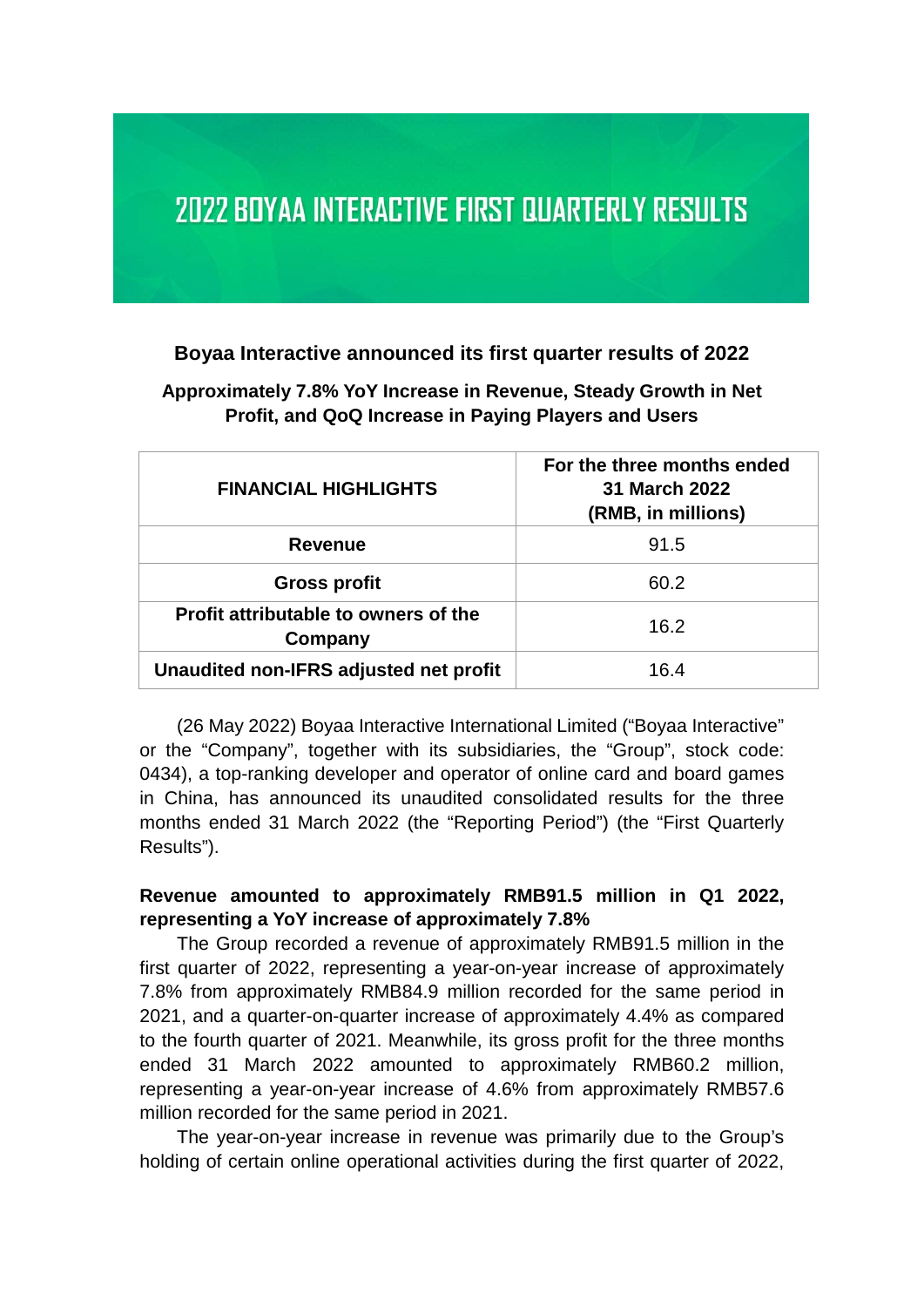# 2022 BOYAA INTERACTIVE FIRST QUARTERLY RESULTS

**Boyaa Interactive announced its first quarter results of 2022**

**Approximately 7.8% YoY Increase in Revenue, Steady Growth in Net Profit, and QoQ Increase in Paying Players and Users**

| FINANCIAL HIGHLIGHTS | For the three months ended 31 March 2022 (RMB, in millions) |
|---|---|
| Revenue | 91.5 |
| Gross profit | 60.2 |
| Profit attributable to owners of the Company | 16.2 |
| Unaudited non-IFRS adjusted net profit | 16.4 |

(26 May 2022) Boyaa Interactive International Limited ("Boyaa Interactive" or the "Company", together with its subsidiaries, the "Group", stock code: 0434), a top-ranking developer and operator of online card and board games in China, has announced its unaudited consolidated results for the three months ended 31 March 2022 (the "Reporting Period") (the "First Quarterly Results").

**Revenue amounted to approximately RMB91.5 million in Q1 2022, representing a YoY increase of approximately 7.8%**

The Group recorded a revenue of approximately RMB91.5 million in the first quarter of 2022, representing a year-on-year increase of approximately 7.8% from approximately RMB84.9 million recorded for the same period in 2021, and a quarter-on-quarter increase of approximately 4.4% as compared to the fourth quarter of 2021. Meanwhile, its gross profit for the three months ended 31 March 2022 amounted to approximately RMB60.2 million, representing a year-on-year increase of 4.6% from approximately RMB57.6 million recorded for the same period in 2021.

The year-on-year increase in revenue was primarily due to the Group's holding of certain online operational activities during the first quarter of 2022,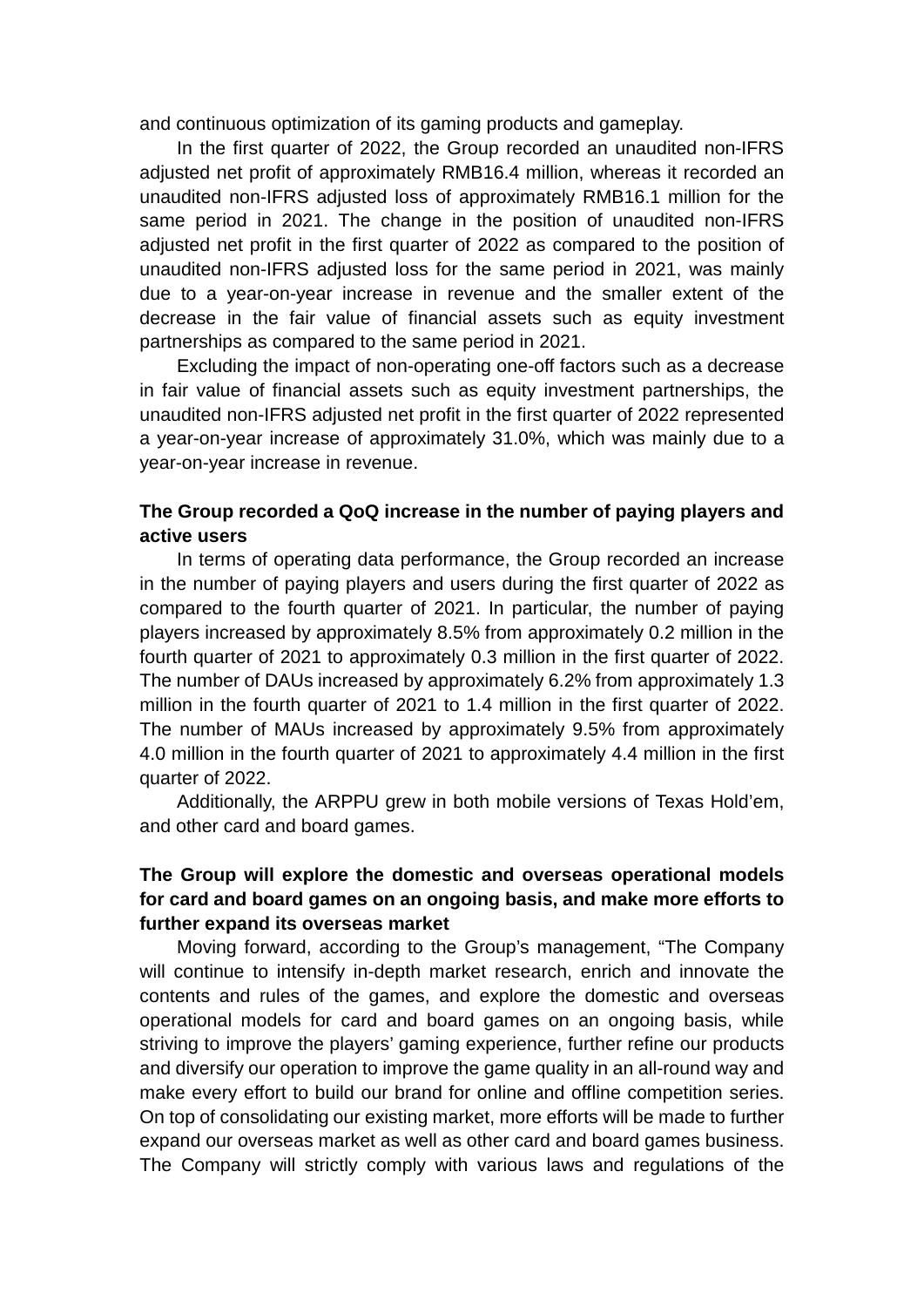and continuous optimization of its gaming products and gameplay.

In the first quarter of 2022, the Group recorded an unaudited non-IFRS adjusted net profit of approximately RMB16.4 million, whereas it recorded an unaudited non-IFRS adjusted loss of approximately RMB16.1 million for the same period in 2021. The change in the position of unaudited non-IFRS adjusted net profit in the first quarter of 2022 as compared to the position of unaudited non-IFRS adjusted loss for the same period in 2021, was mainly due to a year-on-year increase in revenue and the smaller extent of the decrease in the fair value of financial assets such as equity investment partnerships as compared to the same period in 2021.

Excluding the impact of non-operating one-off factors such as a decrease in fair value of financial assets such as equity investment partnerships, the unaudited non-IFRS adjusted net profit in the first quarter of 2022 represented a year-on-year increase of approximately 31.0%, which was mainly due to a year-on-year increase in revenue.

**The Group recorded a QoQ increase in the number of paying players and active users**

In terms of operating data performance, the Group recorded an increase in the number of paying players and users during the first quarter of 2022 as compared to the fourth quarter of 2021. In particular, the number of paying players increased by approximately 8.5% from approximately 0.2 million in the fourth quarter of 2021 to approximately 0.3 million in the first quarter of 2022. The number of DAUs increased by approximately 6.2% from approximately 1.3 million in the fourth quarter of 2021 to 1.4 million in the first quarter of 2022. The number of MAUs increased by approximately 9.5% from approximately 4.0 million in the fourth quarter of 2021 to approximately 4.4 million in the first quarter of 2022.

Additionally, the ARPPU grew in both mobile versions of Texas Hold'em, and other card and board games.

**The Group will explore the domestic and overseas operational models for card and board games on an ongoing basis, and make more efforts to further expand its overseas market**

Moving forward, according to the Group's management, "The Company will continue to intensify in-depth market research, enrich and innovate the contents and rules of the games, and explore the domestic and overseas operational models for card and board games on an ongoing basis, while striving to improve the players' gaming experience, further refine our products and diversify our operation to improve the game quality in an all-round way and make every effort to build our brand for online and offline competition series. On top of consolidating our existing market, more efforts will be made to further expand our overseas market as well as other card and board games business. The Company will strictly comply with various laws and regulations of the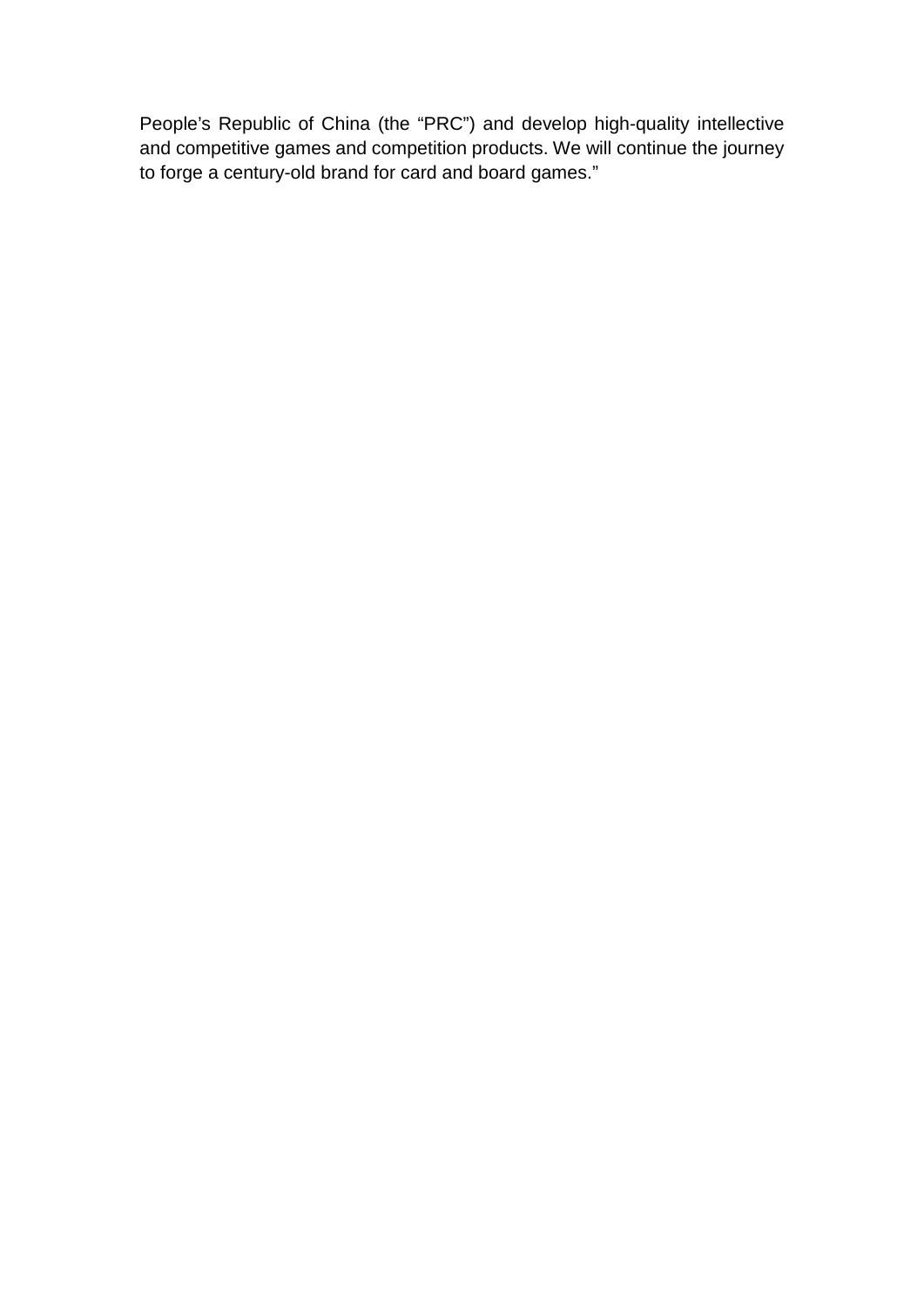People’s Republic of China (the “PRC”) and develop high-quality intellective and competitive games and competition products. We will continue the journey to forge a century-old brand for card and board games.”